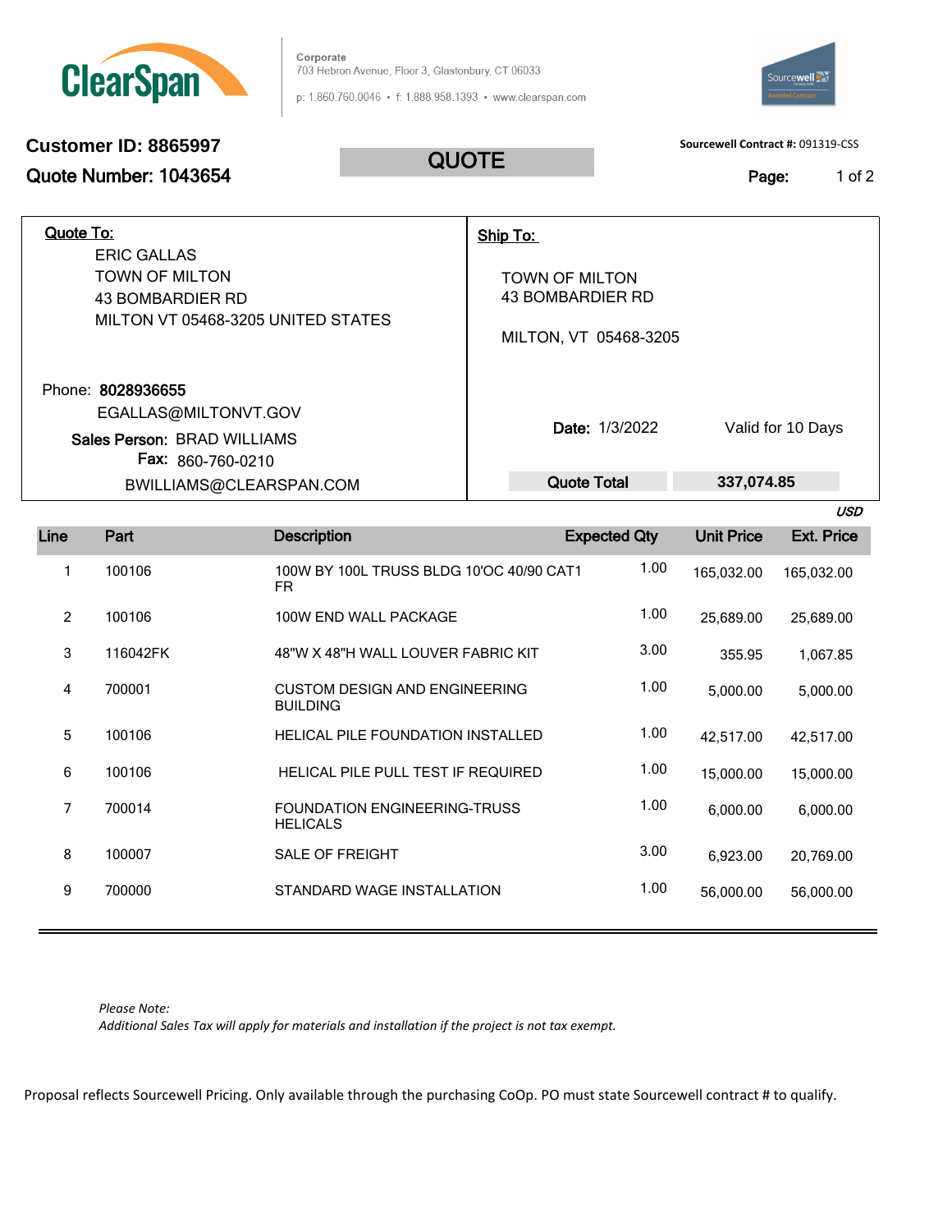**ClearSpan**

Corporate
703 Hebron Avenue, Floor 3, Glastonbury, CT 06033

p: 1.860.760.0046 • f: 1.888.958.1393 • www.clearspan.com

**Customer ID: 8865997**

**Quote Number: 1043654**

# QUOTE

**Sourcewell Contract #:** 091319-CSS

| **Quote To:** | **Ship To:** |
|---|---|
| ERIC GALLAS<br>TOWN OF MILTON<br>43 BOMBARDIER RD<br>MILTON VT 05468-3205 UNITED STATES | TOWN OF MILTON<br>43 BOMBARDIER RD<br>MILTON, VT 05468-3205 |
| Phone: **8028936655**<br>EGALLAS@MILTONVT.GOV<br>**Sales Person:** BRAD WILLIAMS<br>**Fax:** 860-760-0210<br>BWILLIAMS@CLEARSPAN.COM | **Date:** 1/3/2022 &nbsp;&nbsp; Valid for 10 Days<br>**Quote Total** **337,074.85** |

*USD*

| Line | Part | Description | Expected Qty | Unit Price | Ext. Price |
|---|---|---|---|---|---|
| 1 | 100106 | 100W BY 100L TRUSS BLDG 10'OC 40/90 CAT1 FR | 1.00 | 165,032.00 | 165,032.00 |
| 2 | 100106 | 100W END WALL PACKAGE | 1.00 | 25,689.00 | 25,689.00 |
| 3 | 116042FK | 48"W X 48"H WALL LOUVER FABRIC KIT | 3.00 | 355.95 | 1,067.85 |
| 4 | 700001 | CUSTOM DESIGN AND ENGINEERING BUILDING | 1.00 | 5,000.00 | 5,000.00 |
| 5 | 100106 | HELICAL PILE FOUNDATION INSTALLED | 1.00 | 42,517.00 | 42,517.00 |
| 6 | 100106 | HELICAL PILE PULL TEST IF REQUIRED | 1.00 | 15,000.00 | 15,000.00 |
| 7 | 700014 | FOUNDATION ENGINEERING-TRUSS HELICALS | 1.00 | 6,000.00 | 6,000.00 |
| 8 | 100007 | SALE OF FREIGHT | 3.00 | 6,923.00 | 20,769.00 |
| 9 | 700000 | STANDARD WAGE INSTALLATION | 1.00 | 56,000.00 | 56,000.00 |

*Please Note:*
*Additional Sales Tax will apply for materials and installation if the project is not tax exempt.*

Proposal reflects Sourcewell Pricing. Only available through the purchasing CoOp. PO must state Sourcewell contract # to qualify.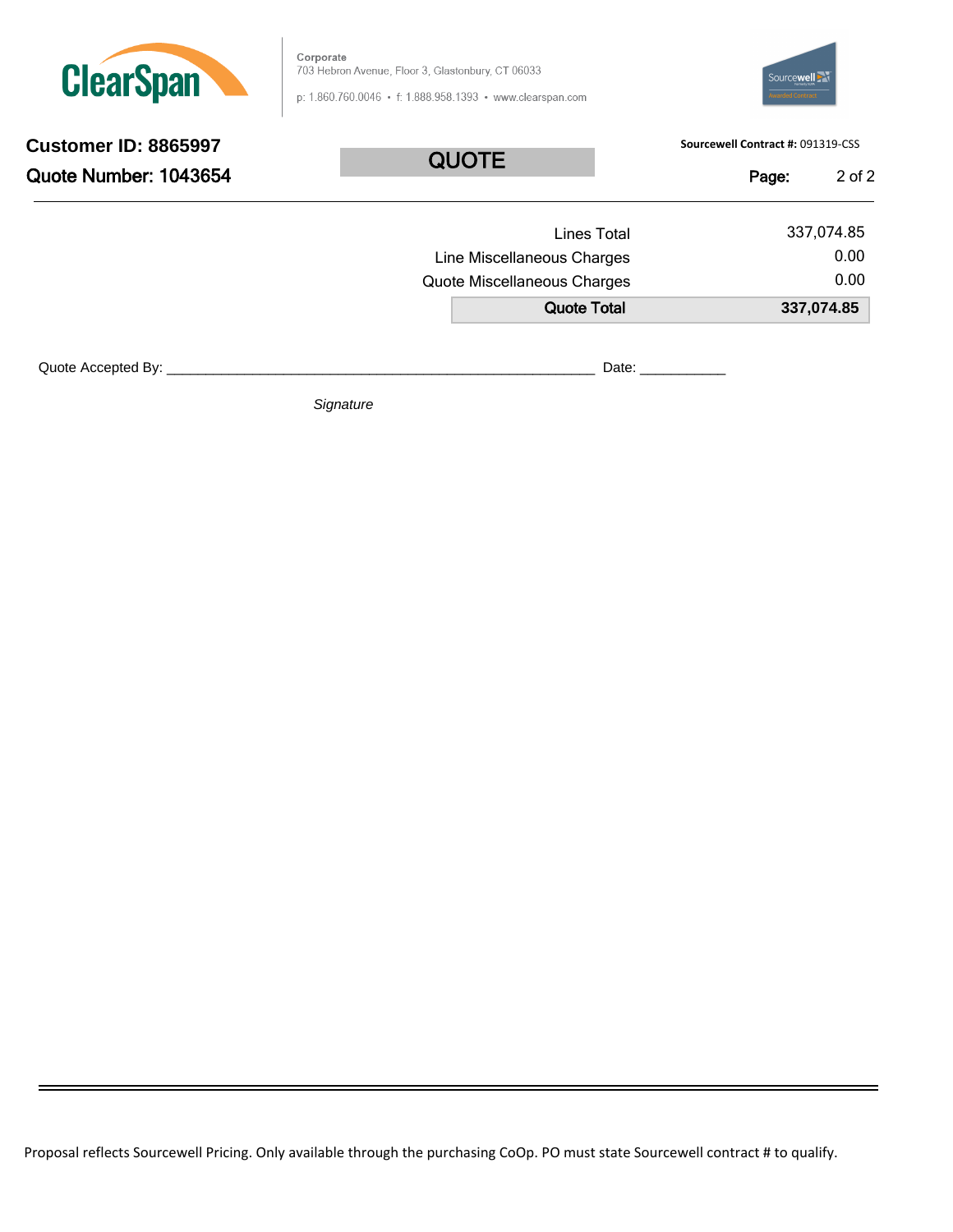**ClearSpan**

Corporate
703 Hebron Avenue, Floor 3, Glastonbury, CT 06033

p: 1.860.760.0046 • f: 1.888.958.1393 • www.clearspan.com

Sourcewell Awarded Contract

**Customer ID: 8865997**

**Quote Number: 1043654**

## QUOTE

**Sourcewell Contract #:** 091319-CSS

| | |
|---|---|
| Lines Total | 337,074.85 |
| Line Miscellaneous Charges | 0.00 |
| Quote Miscellaneous Charges | 0.00 |
| **Quote Total** | **337,074.85** |

Quote Accepted By: ________________________________________________________ Date: ___________

*Signature*

Proposal reflects Sourcewell Pricing. Only available through the purchasing CoOp. PO must state Sourcewell contract # to qualify.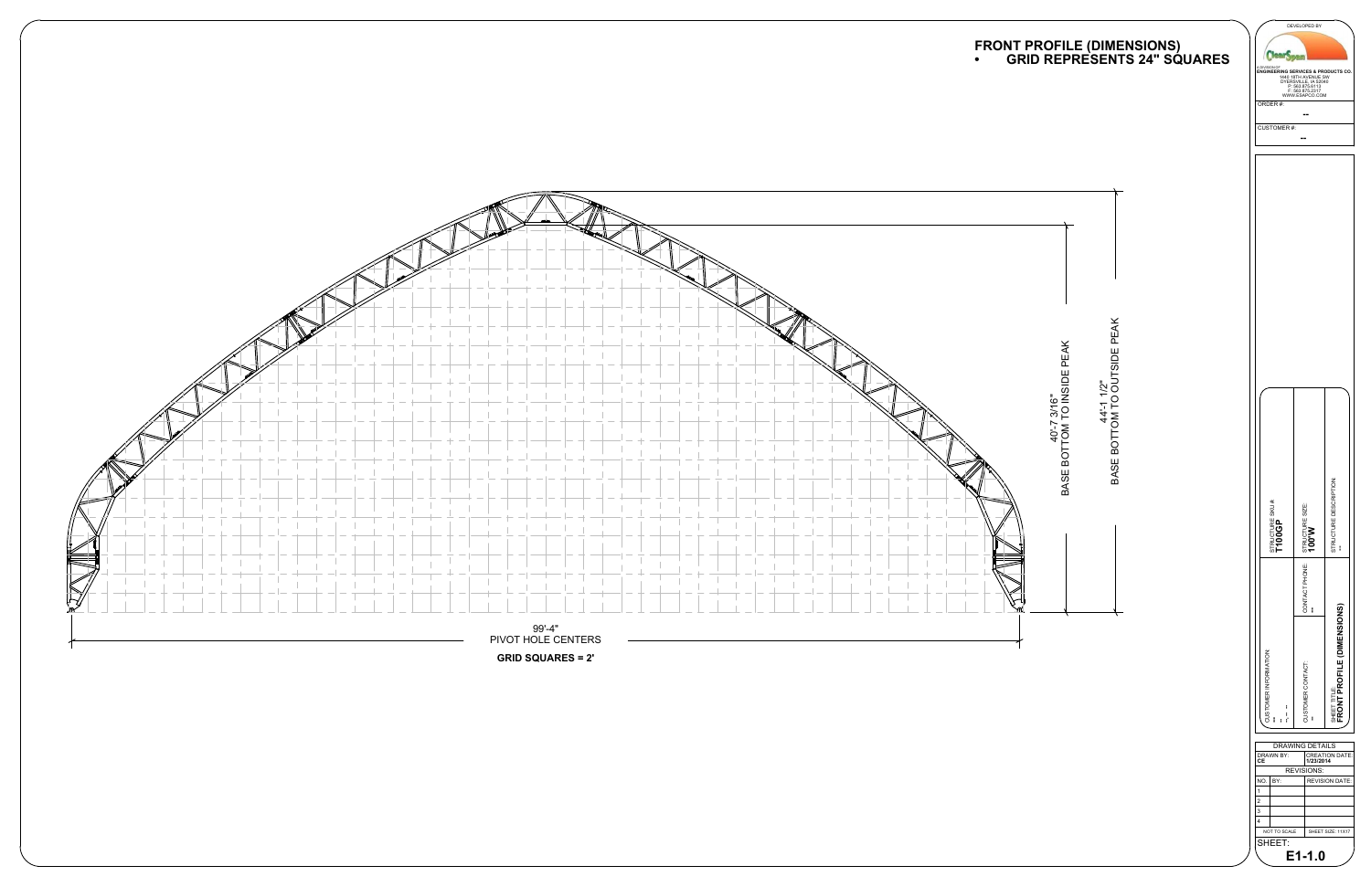# FRONT PROFILE (DIMENSIONS)

- **GRID REPRESENTS 24" SQUARES**

40'-7 3/16"
BASE BOTTOM TO INSIDE PEAK

44'-1 1/2"
BASE BOTTOM TO OUTSIDE PEAK

99'-4"
PIVOT HOLE CENTERS

**GRID SQUARES = 2'**

DEVELOPED BY

ClearSpan

A DIVISION OF
ENGINEERING SERVICES & PRODUCTS CO.
1440 18TH AVENUE SW
DYERSVILLE, IA 52040
P: 563.875.6113
F: 563.875.2317
WWW.ESAPCO.COM

ORDER #: --

CUSTOMER #: --

CUSTOMER INFORMATION:
--
--
--

STRUCTURE SKU #: **T100GP**

STRUCTURE SIZE: **100'W**

STRUCTURE DESCRIPTION: --

CONTACT PHONE: --

CUSTOMER CONTACT: --

SHEET TITLE: **FRONT PROFILE (DIMENSIONS)**

DRAWING DETAILS

| DRAWN BY: | | CREATION DATE: |
|---|---|---|
| CE | | 1/23/2014 |
| REVISIONS: | | |
| NO. | BY: | REVISION DATE: |
| 1 | | |
| 2 | | |
| 3 | | |
| 4 | | |
| NOT TO SCALE | | SHEET SIZE: 11X17 |

SHEET:
**E1-1.0**